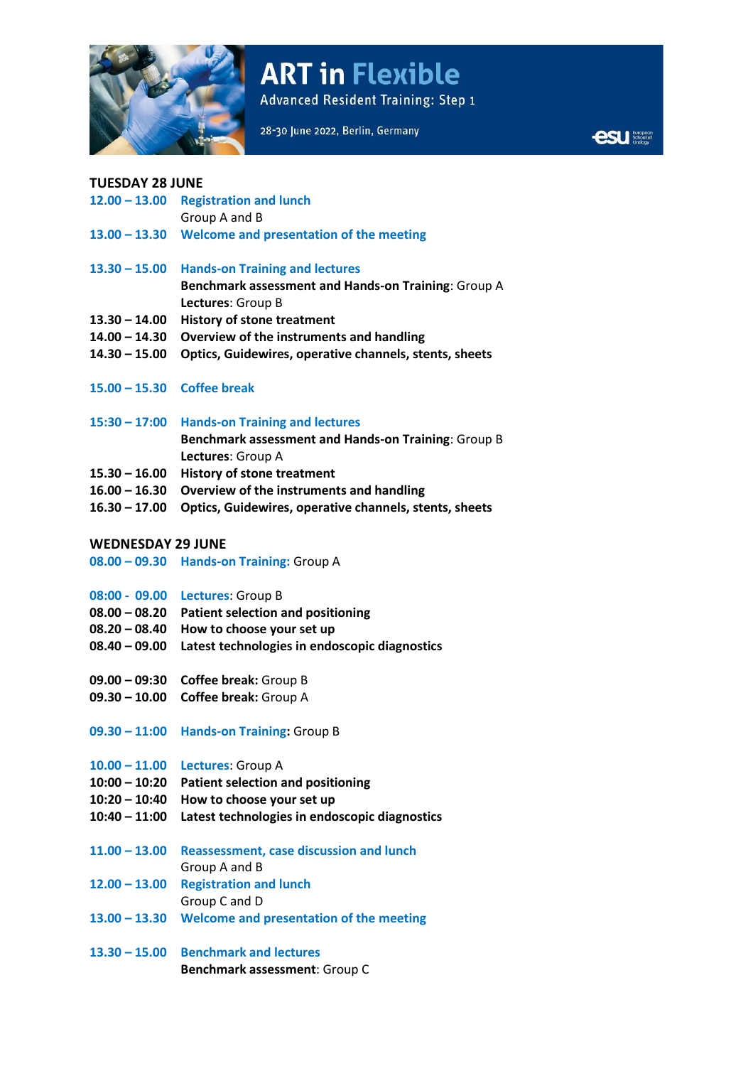# ART in Flexible

Advanced Resident Training: Step 1

28-30 June 2022, Berlin, Germany

## TUESDAY 28 JUNE

**12.00 – 13.00** **Registration and lunch**
Group A and B

**13.00 – 13.30** **Welcome and presentation of the meeting**

**13.30 – 15.00** **Hands-on Training and lectures**
**Benchmark assessment and Hands-on Training**: Group A
**Lectures**: Group B

**13.30 – 14.00** **History of stone treatment**
**14.00 – 14.30** **Overview of the instruments and handling**
**14.30 – 15.00** **Optics, Guidewires, operative channels, stents, sheets**

**15.00 – 15.30** **Coffee break**

**15:30 – 17:00** **Hands-on Training and lectures**
**Benchmark assessment and Hands-on Training**: Group B
**Lectures**: Group A

**15.30 – 16.00** **History of stone treatment**
**16.00 – 16.30** **Overview of the instruments and handling**
**16.30 – 17.00** **Optics, Guidewires, operative channels, stents, sheets**

## WEDNESDAY 29 JUNE

**08.00 – 09.30** **Hands-on Training:** Group A

**08:00 - 09.00** **Lectures**: Group B
**08.00 – 08.20** **Patient selection and positioning**
**08.20 – 08.40** **How to choose your set up**
**08.40 – 09.00** **Latest technologies in endoscopic diagnostics**

**09.00 – 09:30** **Coffee break:** Group B
**09.30 – 10.00** **Coffee break:** Group A

**09.30 – 11:00** **Hands-on Training:** Group B

**10.00 – 11.00** **Lectures**: Group A
**10:00 – 10:20** **Patient selection and positioning**
**10:20 – 10:40** **How to choose your set up**
**10:40 – 11:00** **Latest technologies in endoscopic diagnostics**

**11.00 – 13.00** **Reassessment, case discussion and lunch**
Group A and B
**12.00 – 13.00** **Registration and lunch**
Group C and D
**13.00 – 13.30** **Welcome and presentation of the meeting**

**13.30 – 15.00** **Benchmark and lectures**
**Benchmark assessment**: Group C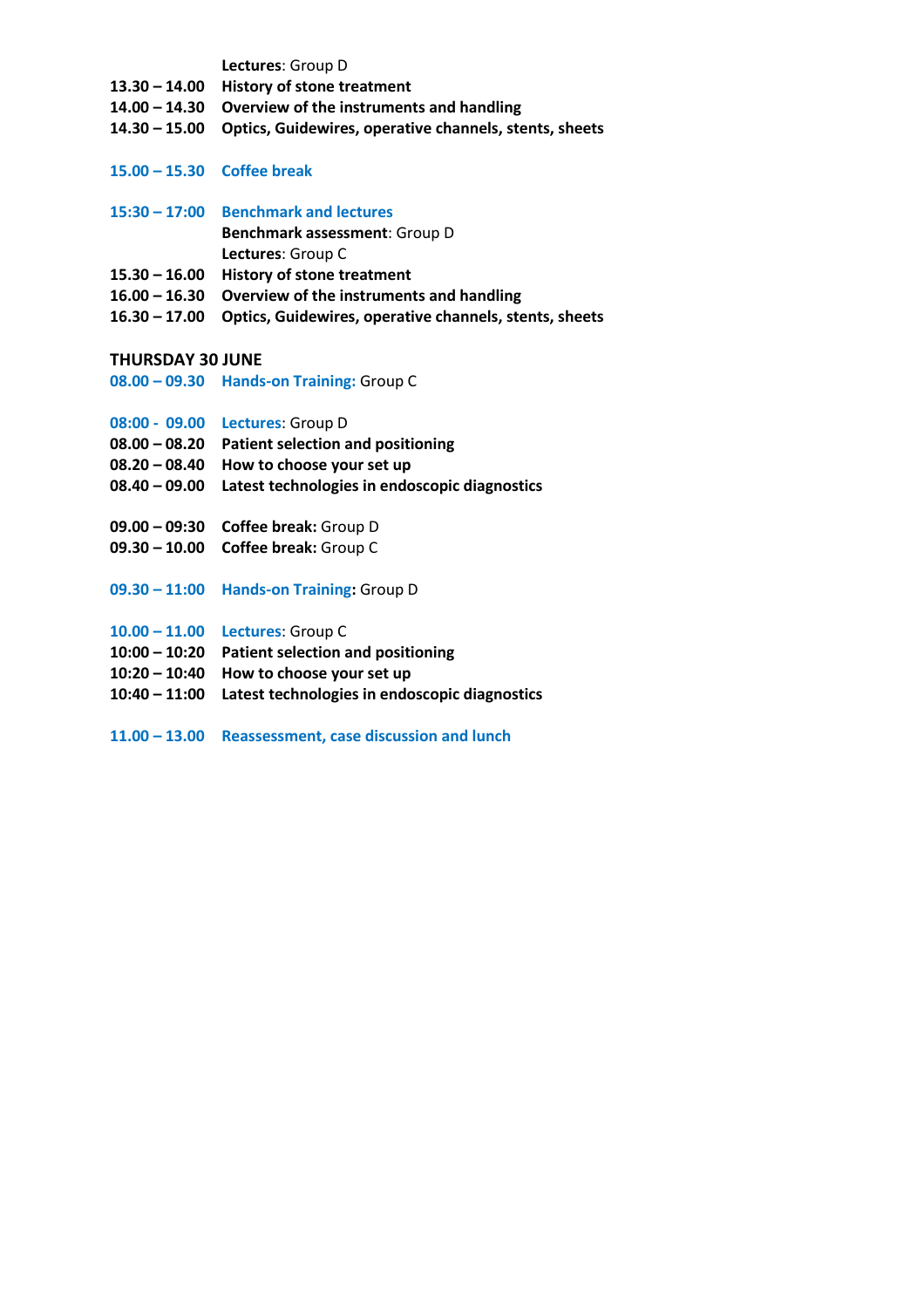**Lectures**: Group D

**13.30 – 14.00** **History of stone treatment**

**14.00 – 14.30** **Overview of the instruments and handling**

**14.30 – 15.00** **Optics, Guidewires, operative channels, stents, sheets**

**15.00 – 15.30** **Coffee break**

**15:30 – 17:00** **Benchmark and lectures**

**Benchmark assessment**: Group D

**Lectures**: Group C

**15.30 – 16.00** **History of stone treatment**

**16.00 – 16.30** **Overview of the instruments and handling**

**16.30 – 17.00** **Optics, Guidewires, operative channels, stents, sheets**

## THURSDAY 30 JUNE

**08.00 – 09.30** **Hands-on Training:** Group C

**08:00 - 09.00** **Lectures**: Group D

**08.00 – 08.20** **Patient selection and positioning**

**08.20 – 08.40** **How to choose your set up**

**08.40 – 09.00** **Latest technologies in endoscopic diagnostics**

**09.00 – 09:30** **Coffee break:** Group D

**09.30 – 10.00** **Coffee break:** Group C

**09.30 – 11:00** **Hands-on Training:** Group D

**10.00 – 11.00** **Lectures**: Group C

**10:00 – 10:20** **Patient selection and positioning**

**10:20 – 10:40** **How to choose your set up**

**10:40 – 11:00** **Latest technologies in endoscopic diagnostics**

**11.00 – 13.00** **Reassessment, case discussion and lunch**